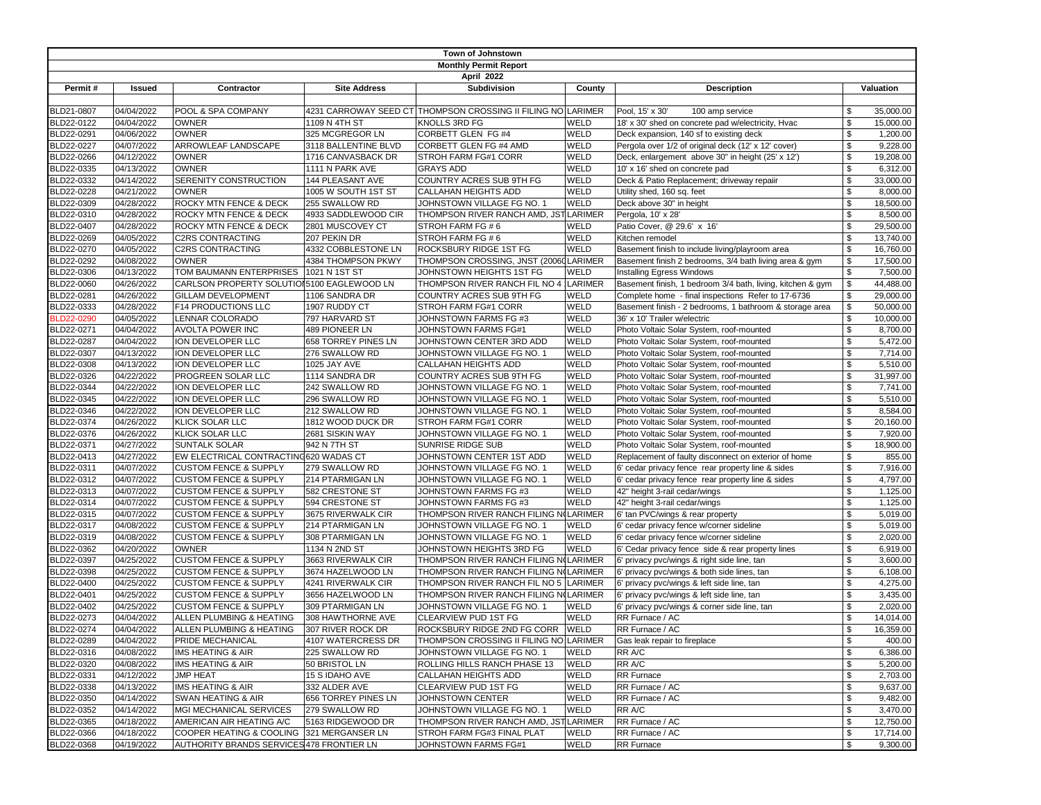# Town of Johnstown

## Monthly Permit Report

### April 2022

| Permit # | Issued | Contractor | Site Address | Subdivision | County | Description | Valuation |
|---|---|---|---|---|---|---|---|
| BLD21-0807 | 04/04/2022 | POOL & SPA COMPANY | 4231 CARROWAY SEED CT | THOMPSON CROSSING II FILING NO | LARIMER | Pool, 15' x 30' 100 amp service | $ 35,000.00 |
| BLD22-0122 | 04/04/2022 | OWNER | 1109 N 4TH ST | KNOLLS 3RD FG | WELD | 18' x 30' shed on concrete pad w/electricity, Hvac | $ 15,000.00 |
| BLD22-0291 | 04/06/2022 | OWNER | 325 MCGREGOR LN | CORBETT GLEN FG #4 | WELD | Deck expansion, 140 sf to existing deck | $ 1,200.00 |
| BLD22-0227 | 04/07/2022 | ARROWLEAF LANDSCAPE | 3118 BALLENTINE BLVD | CORBETT GLEN FG #4 AMD | WELD | Pergola over 1/2 of original deck (12' x 12' cover) | $ 9,228.00 |
| BLD22-0266 | 04/12/2022 | OWNER | 1716 CANVASBACK DR | STROH FARM FG#1 CORR | WELD | Deck, enlargement above 30" in height (25' x 12') | $ 19,208.00 |
| BLD22-0335 | 04/13/2022 | OWNER | 1111 N PARK AVE | GRAYS ADD | WELD | 10' x 16' shed on concrete pad | $ 6,312.00 |
| BLD22-0332 | 04/14/2022 | SERENITY CONSTRUCTION | 144 PLEASANT AVE | COUNTRY ACRES SUB 9TH FG | WELD | Deck & Patio Replacement; driveway repaiir | $ 33,000.00 |
| BLD22-0228 | 04/21/2022 | OWNER | 1005 W SOUTH 1ST ST | CALLAHAN HEIGHTS ADD | WELD | Utility shed, 160 sq. feet | $ 8,000.00 |
| BLD22-0309 | 04/28/2022 | ROCKY MTN FENCE & DECK | 255 SWALLOW RD | JOHNSTOWN VILLAGE FG NO. 1 | WELD | Deck above 30" in height | $ 18,500.00 |
| BLD22-0310 | 04/28/2022 | ROCKY MTN FENCE & DECK | 4933 SADDLEWOOD CIR | THOMPSON RIVER RANCH AMD, JST | LARIMER | Pergola, 10' x 28' | $ 8,500.00 |
| BLD22-0407 | 04/28/2022 | ROCKY MTN FENCE & DECK | 2801 MUSCOVEY CT | STROH FARM FG # 6 | WELD | Patio Cover, @ 29.6' x 16' | $ 29,500.00 |
| BLD22-0269 | 04/05/2022 | C2RS CONTRACTING | 207 PEKIN DR | STROH FARM FG # 6 | WELD | Kitchen remodel | $ 13,740.00 |
| BLD22-0270 | 04/05/2022 | C2RS CONTRACTING | 4332 COBBLESTONE LN | ROCKSBURY RIDGE 1ST FG | WELD | Basement finish to include living/playroom area | $ 16,760.00 |
| BLD22-0292 | 04/08/2022 | OWNER | 4384 THOMPSON PKWY | THOMPSON CROSSING, JNST (20060 | LARIMER | Basement finish 2 bedrooms, 3/4 bath living area & gym | $ 17,500.00 |
| BLD22-0306 | 04/13/2022 | TOM BAUMANN ENTERPRISES | 1021 N 1ST ST | JOHNSTOWN HEIGHTS 1ST FG | WELD | Installing Egress Windows | $ 7,500.00 |
| BLD22-0060 | 04/26/2022 | CARLSON PROPERTY SOLUTIO | 5100 EAGLEWOOD LN | THOMPSON RIVER RANCH FIL NO 4 | LARIMER | Basement finish, 1 bedroom 3/4 bath, living, kitchen & gym | $ 44,488.00 |
| BLD22-0281 | 04/26/2022 | GILLAM DEVELOPMENT | 1106 SANDRA DR | COUNTRY ACRES SUB 9TH FG | WELD | Complete home - final inspections Refer to 17-6736 | $ 29,000.00 |
| BLD22-0333 | 04/28/2022 | F14 PRODUCTIONS LLC | 1907 RUDDY CT | STROH FARM FG#1 CORR | WELD | Basement finish - 2 bedrooms, 1 bathroom & storage area | $ 50,000.00 |
| BLD22-0290 | 04/05/2022 | LENNAR COLORADO | 797 HARVARD ST | JOHNSTOWN FARMS FG #3 | WELD | 36' x 10' Trailer w/electric | $ 10,000.00 |
| BLD22-0271 | 04/04/2022 | AVOLTA POWER INC | 489 PIONEER LN | JOHNSTOWN FARMS FG#1 | WELD | Photo Voltaic Solar System, roof-mounted | $ 8,700.00 |
| BLD22-0287 | 04/04/2022 | ION DEVELOPER LLC | 658 TORREY PINES LN | JOHNSTOWN CENTER 3RD ADD | WELD | Photo Voltaic Solar System, roof-mounted | $ 5,472.00 |
| BLD22-0307 | 04/13/2022 | ION DEVELOPER LLC | 276 SWALLOW RD | JOHNSTOWN VILLAGE FG NO. 1 | WELD | Photo Voltaic Solar System, roof-mounted | $ 7,714.00 |
| BLD22-0308 | 04/13/2022 | ION DEVELOPER LLC | 1025 JAY AVE | CALLAHAN HEIGHTS ADD | WELD | Photo Voltaic Solar System, roof-mounted | $ 5,510.00 |
| BLD22-0326 | 04/22/2022 | PROGREEN SOLAR LLC | 1114 SANDRA DR | COUNTRY ACRES SUB 9TH FG | WELD | Photo Voltaic Solar System, roof-mounted | $ 31,997.00 |
| BLD22-0344 | 04/22/2022 | ION DEVELOPER LLC | 242 SWALLOW RD | JOHNSTOWN VILLAGE FG NO. 1 | WELD | Photo Voltaic Solar System, roof-mounted | $ 7,741.00 |
| BLD22-0345 | 04/22/2022 | ION DEVELOPER LLC | 296 SWALLOW RD | JOHNSTOWN VILLAGE FG NO. 1 | WELD | Photo Voltaic Solar System, roof-mounted | $ 5,510.00 |
| BLD22-0346 | 04/22/2022 | ION DEVELOPER LLC | 212 SWALLOW RD | JOHNSTOWN VILLAGE FG NO. 1 | WELD | Photo Voltaic Solar System, roof-mounted | $ 8,584.00 |
| BLD22-0374 | 04/26/2022 | KLICK SOLAR LLC | 1812 WOOD DUCK DR | STROH FARM FG#1 CORR | WELD | Photo Voltaic Solar System, roof-mounted | $ 20,160.00 |
| BLD22-0376 | 04/26/2022 | KLICK SOLAR LLC | 2681 SISKIN WAY | JOHNSTOWN VILLAGE FG NO. 1 | WELD | Photo Voltaic Solar System, roof-mounted | $ 7,920.00 |
| BLD22-0371 | 04/27/2022 | SUNTALK SOLAR | 942 N 7TH ST | SUNRISE RIDGE SUB | WELD | Photo Voltaic Solar System, roof-mounted | $ 18,900.00 |
| BLD22-0413 | 04/27/2022 | EW ELECTRICAL CONTRACTING | 620 WADAS CT | JOHNSTOWN CENTER 1ST ADD | WELD | Replacement of faulty disconnect on exterior of home | $ 855.00 |
| BLD22-0311 | 04/07/2022 | CUSTOM FENCE & SUPPLY | 279 SWALLOW RD | JOHNSTOWN VILLAGE FG NO. 1 | WELD | 6' cedar privacy fence rear property line & sides | $ 7,916.00 |
| BLD22-0312 | 04/07/2022 | CUSTOM FENCE & SUPPLY | 214 PTARMIGAN LN | JOHNSTOWN VILLAGE FG NO. 1 | WELD | 6' cedar privacy fence rear property line & sides | $ 4,797.00 |
| BLD22-0313 | 04/07/2022 | CUSTOM FENCE & SUPPLY | 582 CRESTONE ST | JOHNSTOWN FARMS FG #3 | WELD | 42" height 3-rail cedar/wings | $ 1,125.00 |
| BLD22-0314 | 04/07/2022 | CUSTOM FENCE & SUPPLY | 594 CRESTONE ST | JOHNSTOWN FARMS FG #3 | WELD | 42" height 3-rail cedar/wings | $ 1,125.00 |
| BLD22-0315 | 04/07/2022 | CUSTOM FENCE & SUPPLY | 3675 RIVERWALK CIR | THOMPSON RIVER RANCH FILING NO | LARIMER | 6' tan PVC/wings & rear property | $ 5,019.00 |
| BLD22-0317 | 04/08/2022 | CUSTOM FENCE & SUPPLY | 214 PTARMIGAN LN | JOHNSTOWN VILLAGE FG NO. 1 | WELD | 6' cedar privacy fence w/corner sideline | $ 5,019.00 |
| BLD22-0319 | 04/08/2022 | CUSTOM FENCE & SUPPLY | 308 PTARMIGAN LN | JOHNSTOWN VILLAGE FG NO. 1 | WELD | 6' cedar privacy fence w/corner sideline | $ 2,020.00 |
| BLD22-0362 | 04/20/2022 | OWNER | 1134 N 2ND ST | JOHNSTOWN HEIGHTS 3RD FG | WELD | 6' Cedar privacy fence side & rear property lines | $ 6,919.00 |
| BLD22-0397 | 04/25/2022 | CUSTOM FENCE & SUPPLY | 3663 RIVERWALK CIR | THOMPSON RIVER RANCH FILING NO | LARIMER | 6' privacy pvc/wings & right side line, tan | $ 3,600.00 |
| BLD22-0398 | 04/25/2022 | CUSTOM FENCE & SUPPLY | 3674 HAZELWOOD LN | THOMPSON RIVER RANCH FILING NO | LARIMER | 6' privacy pvc/wings & both side lines, tan | $ 6,108.00 |
| BLD22-0400 | 04/25/2022 | CUSTOM FENCE & SUPPLY | 4241 RIVERWALK CIR | THOMPSON RIVER RANCH FIL NO 5 | LARIMER | 6' privacy pvc/wings & left side line, tan | $ 4,275.00 |
| BLD22-0401 | 04/25/2022 | CUSTOM FENCE & SUPPLY | 3656 HAZELWOOD LN | THOMPSON RIVER RANCH FILING NO | LARIMER | 6' privacy pvc/wings & left side line, tan | $ 3,435.00 |
| BLD22-0402 | 04/25/2022 | CUSTOM FENCE & SUPPLY | 309 PTARMIGAN LN | JOHNSTOWN VILLAGE FG NO. 1 | WELD | 6' privacy pvc/wings & corner side line, tan | $ 2,020.00 |
| BLD22-0273 | 04/04/2022 | ALLEN PLUMBING & HEATING | 308 HAWTHORNE AVE | CLEARVIEW PUD 1ST FG | WELD | RR Furnace / AC | $ 14,014.00 |
| BLD22-0274 | 04/04/2022 | ALLEN PLUMBING & HEATING | 307 RIVER ROCK DR | ROCKSBURY RIDGE 2ND FG CORR | WELD | RR Furnace / AC | $ 16,359.00 |
| BLD22-0289 | 04/04/2022 | PRIDE MECHANICAL | 4107 WATERCRESS DR | THOMPSON CROSSING II FILING NO | LARIMER | Gas leak repair to fireplace | $ 400.00 |
| BLD22-0316 | 04/08/2022 | IMS HEATING & AIR | 225 SWALLOW RD | JOHNSTOWN VILLAGE FG NO. 1 | WELD | RR A/C | $ 6,386.00 |
| BLD22-0320 | 04/08/2022 | IMS HEATING & AIR | 50 BRISTOL LN | ROLLING HILLS RANCH PHASE 13 | WELD | RR A/C | $ 5,200.00 |
| BLD22-0331 | 04/12/2022 | JMP HEAT | 15 S IDAHO AVE | CALLAHAN HEIGHTS ADD | WELD | RR Furnace | $ 2,703.00 |
| BLD22-0338 | 04/13/2022 | IMS HEATING & AIR | 332 ALDER AVE | CLEARVIEW PUD 1ST FG | WELD | RR Furnace / AC | $ 9,637.00 |
| BLD22-0350 | 04/14/2022 | SWAN HEATING & AIR | 656 TORREY PINES LN | JOHNSTOWN CENTER | WELD | RR Furnace / AC | $ 9,482.00 |
| BLD22-0352 | 04/14/2022 | MGI MECHANICAL SERVICES | 279 SWALLOW RD | JOHNSTOWN VILLAGE FG NO. 1 | WELD | RR A/C | $ 3,470.00 |
| BLD22-0365 | 04/18/2022 | AMERICAN AIR HEATING A/C | 5163 RIDGEWOOD DR | THOMPSON RIVER RANCH AMD, JST | LARIMER | RR Furnace / AC | $ 12,750.00 |
| BLD22-0366 | 04/18/2022 | COOPER HEATING & COOLING | 321 MERGANSER LN | STROH FARM FG#3 FINAL PLAT | WELD | RR Furnace / AC | $ 17,714.00 |
| BLD22-0368 | 04/19/2022 | AUTHORITY BRANDS SERVICES | 478 FRONTIER LN | JOHNSTOWN FARMS FG#1 | WELD | RR Furnace | $ 9,300.00 |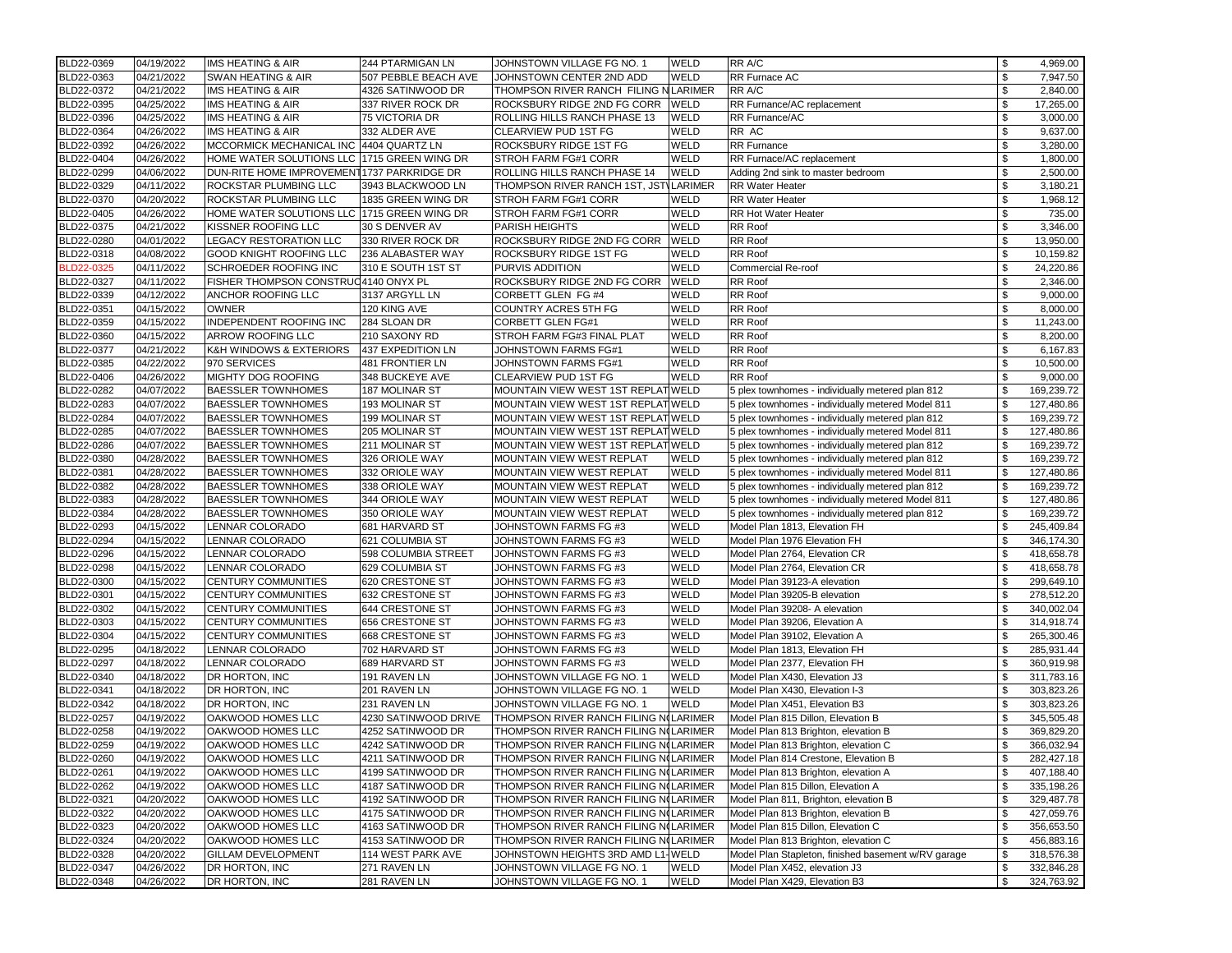| | | | | | | | |
|---|---|---|---|---|---|---|---|
| BLD22-0369 | 04/19/2022 | IMS HEATING & AIR | 244 PTARMIGAN LN | JOHNSTOWN VILLAGE FG NO. 1 | WELD | RR A/C | $ 4,969.00 |
| BLD22-0363 | 04/21/2022 | SWAN HEATING & AIR | 507 PEBBLE BEACH AVE | JOHNSTOWN CENTER 2ND ADD | WELD | RR Furnace AC | $ 7,947.50 |
| BLD22-0372 | 04/21/2022 | IMS HEATING & AIR | 4326 SATINWOOD DR | THOMPSON RIVER RANCH FILING N | LARIMER | RR A/C | $ 2,840.00 |
| BLD22-0395 | 04/25/2022 | IMS HEATING & AIR | 337 RIVER ROCK DR | ROCKSBURY RIDGE 2ND FG CORR | WELD | RR Furnance/AC replacement | $ 17,265.00 |
| BLD22-0396 | 04/25/2022 | IMS HEATING & AIR | 75 VICTORIA DR | ROLLING HILLS RANCH PHASE 13 | WELD | RR Furnace/AC | $ 3,000.00 |
| BLD22-0364 | 04/26/2022 | IMS HEATING & AIR | 332 ALDER AVE | CLEARVIEW PUD 1ST FG | WELD | RR AC | $ 9,637.00 |
| BLD22-0392 | 04/26/2022 | MCCORMICK MECHANICAL INC | 4404 QUARTZ LN | ROCKSBURY RIDGE 1ST FG | WELD | RR Furnance | $ 3,280.00 |
| BLD22-0404 | 04/26/2022 | HOME WATER SOLUTIONS LLC | 1715 GREEN WING DR | STROH FARM FG#1 CORR | WELD | RR Furnace/AC replacement | $ 1,800.00 |
| BLD22-0299 | 04/06/2022 | DUN-RITE HOME IMPROVEMENT | 1737 PARKRIDGE DR | ROLLING HILLS RANCH PHASE 14 | WELD | Adding 2nd sink to master bedroom | $ 2,500.00 |
| BLD22-0329 | 04/11/2022 | ROCKSTAR PLUMBING LLC | 3943 BLACKWOOD LN | THOMPSON RIVER RANCH 1ST, JST | LARIMER | RR Water Heater | $ 3,180.21 |
| BLD22-0370 | 04/20/2022 | ROCKSTAR PLUMBING LLC | 1835 GREEN WING DR | STROH FARM FG#1 CORR | WELD | RR Water Heater | $ 1,968.12 |
| BLD22-0405 | 04/26/2022 | HOME WATER SOLUTIONS LLC | 1715 GREEN WING DR | STROH FARM FG#1 CORR | WELD | RR Hot Water Heater | $ 735.00 |
| BLD22-0375 | 04/21/2022 | KISSNER ROOFING LLC | 30 S DENVER AV | PARISH HEIGHTS | WELD | RR Roof | $ 3,346.00 |
| BLD22-0280 | 04/01/2022 | LEGACY RESTORATION LLC | 330 RIVER ROCK DR | ROCKSBURY RIDGE 2ND FG CORR | WELD | RR Roof | $ 13,950.00 |
| BLD22-0318 | 04/08/2022 | GOOD KNIGHT ROOFING LLC | 236 ALABASTER WAY | ROCKSBURY RIDGE 1ST FG | WELD | RR Roof | $ 10,159.82 |
| BLD22-0325 | 04/11/2022 | SCHROEDER ROOFING INC | 310 E SOUTH 1ST ST | PURVIS ADDITION | WELD | Commercial Re-roof | $ 24,220.86 |
| BLD22-0327 | 04/11/2022 | FISHER THOMPSON CONSTRUC | 4140 ONYX PL | ROCKSBURY RIDGE 2ND FG CORR | WELD | RR Roof | $ 2,346.00 |
| BLD22-0339 | 04/12/2022 | ANCHOR ROOFING LLC | 3137 ARGYLL LN | CORBETT GLEN FG #4 | WELD | RR Roof | $ 9,000.00 |
| BLD22-0351 | 04/15/2022 | OWNER | 120 KING AVE | COUNTRY ACRES 5TH FG | WELD | RR Roof | $ 8,000.00 |
| BLD22-0359 | 04/15/2022 | INDEPENDENT ROOFING INC | 284 SLOAN DR | CORBETT GLEN FG#1 | WELD | RR Roof | $ 11,243.00 |
| BLD22-0360 | 04/15/2022 | ARROW ROOFING LLC | 210 SAXONY RD | STROH FARM FG#3 FINAL PLAT | WELD | RR Roof | $ 8,200.00 |
| BLD22-0377 | 04/21/2022 | K&H WINDOWS & EXTERIORS | 437 EXPEDITION LN | JOHNSTOWN FARMS FG#1 | WELD | RR Roof | $ 6,167.83 |
| BLD22-0385 | 04/22/2022 | 970 SERVICES | 481 FRONTIER LN | JOHNSTOWN FARMS FG#1 | WELD | RR Roof | $ 10,500.00 |
| BLD22-0406 | 04/26/2022 | MIGHTY DOG ROOFING | 348 BUCKEYE AVE | CLEARVIEW PUD 1ST FG | WELD | RR Roof | $ 9,000.00 |
| BLD22-0282 | 04/07/2022 | BAESSLER TOWNHOMES | 187 MOLINAR ST | MOUNTAIN VIEW WEST 1ST REPLAT | WELD | 5 plex townhomes - individually metered plan 812 | $ 169,239.72 |
| BLD22-0283 | 04/07/2022 | BAESSLER TOWNHOMES | 193 MOLINAR ST | MOUNTAIN VIEW WEST 1ST REPLAT | WELD | 5 plex townhomes - individually metered Model 811 | $ 127,480.86 |
| BLD22-0284 | 04/07/2022 | BAESSLER TOWNHOMES | 199 MOLINAR ST | MOUNTAIN VIEW WEST 1ST REPLAT | WELD | 5 plex townhomes - individually metered plan 812 | $ 169,239.72 |
| BLD22-0285 | 04/07/2022 | BAESSLER TOWNHOMES | 205 MOLINAR ST | MOUNTAIN VIEW WEST 1ST REPLAT | WELD | 5 plex townhomes - individually metered Model 811 | $ 127,480.86 |
| BLD22-0286 | 04/07/2022 | BAESSLER TOWNHOMES | 211 MOLINAR ST | MOUNTAIN VIEW WEST 1ST REPLAT | WELD | 5 plex townhomes - individually metered plan 812 | $ 169,239.72 |
| BLD22-0380 | 04/28/2022 | BAESSLER TOWNHOMES | 326 ORIOLE WAY | MOUNTAIN VIEW WEST REPLAT | WELD | 5 plex townhomes - individually metered plan 812 | $ 169,239.72 |
| BLD22-0381 | 04/28/2022 | BAESSLER TOWNHOMES | 332 ORIOLE WAY | MOUNTAIN VIEW WEST REPLAT | WELD | 5 plex townhomes - individually metered Model 811 | $ 127,480.86 |
| BLD22-0382 | 04/28/2022 | BAESSLER TOWNHOMES | 338 ORIOLE WAY | MOUNTAIN VIEW WEST REPLAT | WELD | 5 plex townhomes - individually metered plan 812 | $ 169,239.72 |
| BLD22-0383 | 04/28/2022 | BAESSLER TOWNHOMES | 344 ORIOLE WAY | MOUNTAIN VIEW WEST REPLAT | WELD | 5 plex townhomes - individually metered Model 811 | $ 127,480.86 |
| BLD22-0384 | 04/28/2022 | BAESSLER TOWNHOMES | 350 ORIOLE WAY | MOUNTAIN VIEW WEST REPLAT | WELD | 5 plex townhomes - individually metered plan 812 | $ 169,239.72 |
| BLD22-0293 | 04/15/2022 | LENNAR COLORADO | 681 HARVARD ST | JOHNSTOWN FARMS FG #3 | WELD | Model Plan 1813, Elevation FH | $ 245,409.84 |
| BLD22-0294 | 04/15/2022 | LENNAR COLORADO | 621 COLUMBIA ST | JOHNSTOWN FARMS FG #3 | WELD | Model Plan 1976 Elevation FH | $ 346,174.30 |
| BLD22-0296 | 04/15/2022 | LENNAR COLORADO | 598 COLUMBIA STREET | JOHNSTOWN FARMS FG #3 | WELD | Model Plan 2764, Elevation CR | $ 418,658.78 |
| BLD22-0298 | 04/15/2022 | LENNAR COLORADO | 629 COLUMBIA ST | JOHNSTOWN FARMS FG #3 | WELD | Model Plan 2764, Elevation CR | $ 418,658.78 |
| BLD22-0300 | 04/15/2022 | CENTURY COMMUNITIES | 620 CRESTONE ST | JOHNSTOWN FARMS FG #3 | WELD | Model Plan 39123-A elevation | $ 299,649.10 |
| BLD22-0301 | 04/15/2022 | CENTURY COMMUNITIES | 632 CRESTONE ST | JOHNSTOWN FARMS FG #3 | WELD | Model Plan 39205-B elevation | $ 278,512.20 |
| BLD22-0302 | 04/15/2022 | CENTURY COMMUNITIES | 644 CRESTONE ST | JOHNSTOWN FARMS FG #3 | WELD | Model Plan 39208- A elevation | $ 340,002.04 |
| BLD22-0303 | 04/15/2022 | CENTURY COMMUNITIES | 656 CRESTONE ST | JOHNSTOWN FARMS FG #3 | WELD | Model Plan 39206, Elevation A | $ 314,918.74 |
| BLD22-0304 | 04/15/2022 | CENTURY COMMUNITIES | 668 CRESTONE ST | JOHNSTOWN FARMS FG #3 | WELD | Model Plan 39102, Elevation A | $ 265,300.46 |
| BLD22-0295 | 04/18/2022 | LENNAR COLORADO | 702 HARVARD ST | JOHNSTOWN FARMS FG #3 | WELD | Model Plan 1813, Elevation FH | $ 285,931.44 |
| BLD22-0297 | 04/18/2022 | LENNAR COLORADO | 689 HARVARD ST | JOHNSTOWN FARMS FG #3 | WELD | Model Plan 2377, Elevation FH | $ 360,919.98 |
| BLD22-0340 | 04/18/2022 | DR HORTON, INC | 191 RAVEN LN | JOHNSTOWN VILLAGE FG NO. 1 | WELD | Model Plan X430, Elevation J3 | $ 311,783.16 |
| BLD22-0341 | 04/18/2022 | DR HORTON, INC | 201 RAVEN LN | JOHNSTOWN VILLAGE FG NO. 1 | WELD | Model Plan X430, Elevation I-3 | $ 303,823.26 |
| BLD22-0342 | 04/18/2022 | DR HORTON, INC | 231 RAVEN LN | JOHNSTOWN VILLAGE FG NO. 1 | WELD | Model Plan X451, Elevation B3 | $ 303,823.26 |
| BLD22-0257 | 04/19/2022 | OAKWOOD HOMES LLC | 4230 SATINWOOD DRIVE | THOMPSON RIVER RANCH FILING N | LARIMER | Model Plan 815 Dillon, Elevation B | $ 345,505.48 |
| BLD22-0258 | 04/19/2022 | OAKWOOD HOMES LLC | 4252 SATINWOOD DR | THOMPSON RIVER RANCH FILING N | LARIMER | Model Plan 813 Brighton, elevation B | $ 369,829.20 |
| BLD22-0259 | 04/19/2022 | OAKWOOD HOMES LLC | 4242 SATINWOOD DR | THOMPSON RIVER RANCH FILING N | LARIMER | Model Plan 813 Brighton, elevation C | $ 366,032.94 |
| BLD22-0260 | 04/19/2022 | OAKWOOD HOMES LLC | 4211 SATINWOOD DR | THOMPSON RIVER RANCH FILING N | LARIMER | Model Plan 814 Crestone, Elevation B | $ 282,427.18 |
| BLD22-0261 | 04/19/2022 | OAKWOOD HOMES LLC | 4199 SATINWOOD DR | THOMPSON RIVER RANCH FILING N | LARIMER | Model Plan 813 Brighton, elevation A | $ 407,188.40 |
| BLD22-0262 | 04/19/2022 | OAKWOOD HOMES LLC | 4187 SATINWOOD DR | THOMPSON RIVER RANCH FILING N | LARIMER | Model Plan 815 Dillon, Elevation A | $ 335,198.26 |
| BLD22-0321 | 04/20/2022 | OAKWOOD HOMES LLC | 4192 SATINWOOD DR | THOMPSON RIVER RANCH FILING N | LARIMER | Model Plan 811, Brighton, elevation B | $ 329,487.78 |
| BLD22-0322 | 04/20/2022 | OAKWOOD HOMES LLC | 4175 SATINWOOD DR | THOMPSON RIVER RANCH FILING N | LARIMER | Model Plan 813 Brighton, elevation B | $ 427,059.76 |
| BLD22-0323 | 04/20/2022 | OAKWOOD HOMES LLC | 4163 SATINWOOD DR | THOMPSON RIVER RANCH FILING N | LARIMER | Model Plan 815 Dillon, Elevation C | $ 356,653.50 |
| BLD22-0324 | 04/20/2022 | OAKWOOD HOMES LLC | 4153 SATINWOOD DR | THOMPSON RIVER RANCH FILING N | LARIMER | Model Plan 813 Brighton, elevation C | $ 456,883.16 |
| BLD22-0328 | 04/20/2022 | GILLAM DEVELOPMENT | 114 WEST PARK AVE | JOHNSTOWN HEIGHTS 3RD AMD L1- | WELD | Model Plan Stapleton, finished basement w/RV garage | $ 318,576.38 |
| BLD22-0347 | 04/26/2022 | DR HORTON, INC | 271 RAVEN LN | JOHNSTOWN VILLAGE FG NO. 1 | WELD | Model Plan X452, elevation J3 | $ 332,846.28 |
| BLD22-0348 | 04/26/2022 | DR HORTON, INC | 281 RAVEN LN | JOHNSTOWN VILLAGE FG NO. 1 | WELD | Model Plan X429, Elevation B3 | $ 324,763.92 |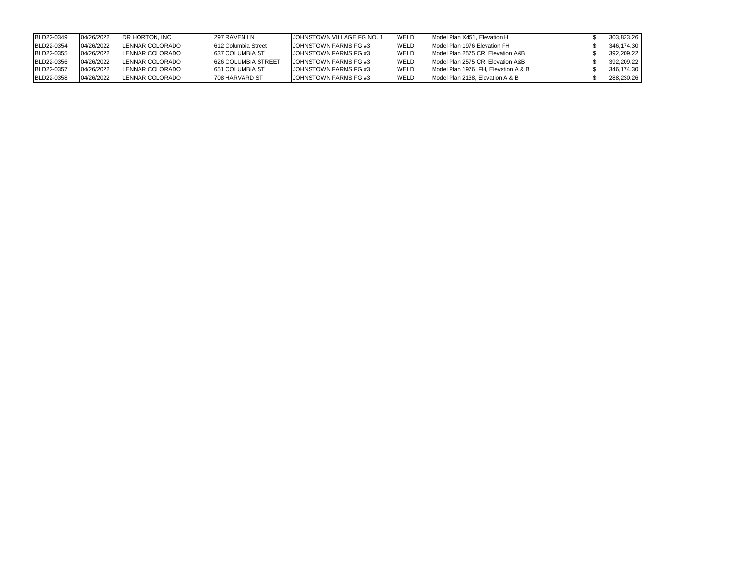| | | | | | | | | |
|---|---|---|---|---|---|---|---|---|
| BLD22-0349 | 04/26/2022 | DR HORTON, INC | 297 RAVEN LN | JOHNSTOWN VILLAGE FG NO. 1 | WELD | Model Plan X451, Elevation H | $ | 303,823.26 |
| BLD22-0354 | 04/26/2022 | LENNAR COLORADO | 612 Columbia Street | JOHNSTOWN FARMS FG #3 | WELD | Model Plan 1976 Elevation FH | $ | 346,174.30 |
| BLD22-0355 | 04/26/2022 | LENNAR COLORADO | 637 COLUMBIA ST | JOHNSTOWN FARMS FG #3 | WELD | Model Plan 2575 CR, Elevation A&B | $ | 392,209.22 |
| BLD22-0356 | 04/26/2022 | LENNAR COLORADO | 626 COLUMBIA STREET | JOHNSTOWN FARMS FG #3 | WELD | Model Plan 2575 CR, Elevation A&B | $ | 392,209.22 |
| BLD22-0357 | 04/26/2022 | LENNAR COLORADO | 651 COLUMBIA ST | JOHNSTOWN FARMS FG #3 | WELD | Model Plan 1976 FH, Elevation A & B | $ | 346,174.30 |
| BLD22-0358 | 04/26/2022 | LENNAR COLORADO | 708 HARVARD ST | JOHNSTOWN FARMS FG #3 | WELD | Model Plan 2138, Elevation A & B | $ | 288,230.26 |